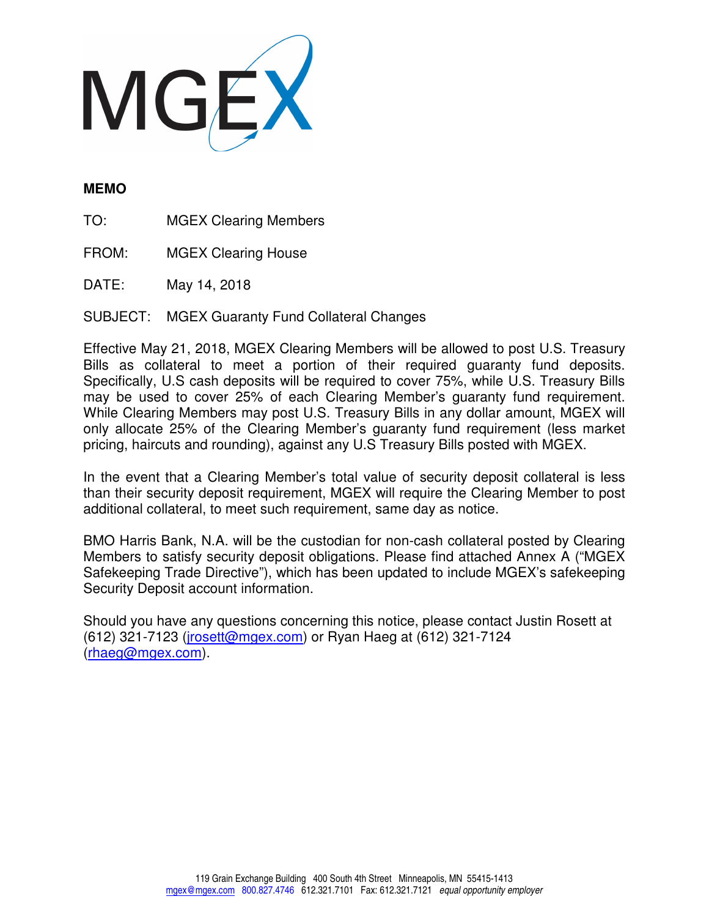MGEX

**MEMO**

TO: MGEX Clearing Members

FROM: MGEX Clearing House

DATE: May 14, 2018

SUBJECT: MGEX Guaranty Fund Collateral Changes

Effective May 21, 2018, MGEX Clearing Members will be allowed to post U.S. Treasury Bills as collateral to meet a portion of their required guaranty fund deposits. Specifically, U.S cash deposits will be required to cover 75%, while U.S. Treasury Bills may be used to cover 25% of each Clearing Member's guaranty fund requirement. While Clearing Members may post U.S. Treasury Bills in any dollar amount, MGEX will only allocate 25% of the Clearing Member's guaranty fund requirement (less market pricing, haircuts and rounding), against any U.S Treasury Bills posted with MGEX.

In the event that a Clearing Member's total value of security deposit collateral is less than their security deposit requirement, MGEX will require the Clearing Member to post additional collateral, to meet such requirement, same day as notice.

BMO Harris Bank, N.A. will be the custodian for non-cash collateral posted by Clearing Members to satisfy security deposit obligations. Please find attached Annex A ("MGEX Safekeeping Trade Directive"), which has been updated to include MGEX's safekeeping Security Deposit account information.

Should you have any questions concerning this notice, please contact Justin Rosett at (612) 321-7123 (jrosett@mgex.com) or Ryan Haeg at (612) 321-7124 (rhaeg@mgex.com).

119 Grain Exchange Building 400 South 4th Street Minneapolis, MN 55415-1413
mgex@mgex.com 800.827.4746 612.321.7101 Fax: 612.321.7121 *equal opportunity employer*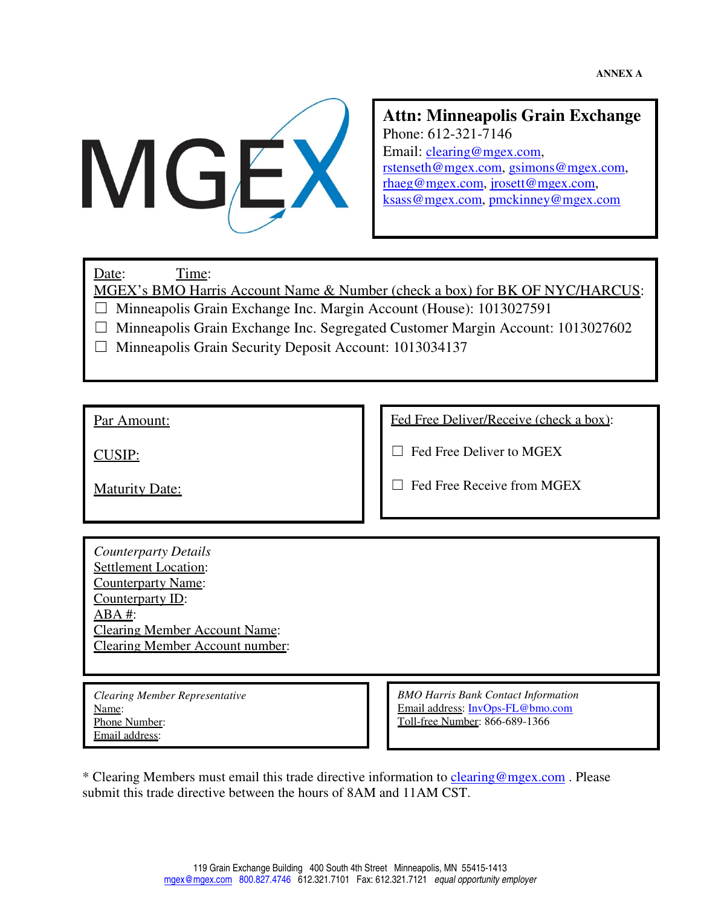**ANNEX A**

MGEX

**Attn: Minneapolis Grain Exchange**
Phone: 612-321-7146
Email: clearing@mgex.com, rstenseth@mgex.com, gsimons@mgex.com, rhaeg@mgex.com, jrosett@mgex.com, ksass@mgex.com, pmckinney@mgex.com

Date: Time:

MGEX's BMO Harris Account Name & Number (check a box) for BK OF NYC/HARCUS:

☐ Minneapolis Grain Exchange Inc. Margin Account (House): 1013027591

☐ Minneapolis Grain Exchange Inc. Segregated Customer Margin Account: 1013027602

☐ Minneapolis Grain Security Deposit Account: 1013034137

Par Amount:

CUSIP:

Maturity Date:

Fed Free Deliver/Receive (check a box):

☐ Fed Free Deliver to MGEX

☐ Fed Free Receive from MGEX

*Counterparty Details*

Settlement Location:
Counterparty Name:
Counterparty ID:
ABA #:
Clearing Member Account Name:
Clearing Member Account number:

*Clearing Member Representative*

Name:
Phone Number:
Email address:

*BMO Harris Bank Contact Information*

Email address: InvOps-FL@bmo.com
Toll-free Number: 866-689-1366

* Clearing Members must email this trade directive information to clearing@mgex.com . Please submit this trade directive between the hours of 8AM and 11AM CST.

119 Grain Exchange Building 400 South 4th Street Minneapolis, MN 55415-1413
mgex@mgex.com 800.827.4746 612.321.7101 Fax: 612.321.7121 *equal opportunity employer*